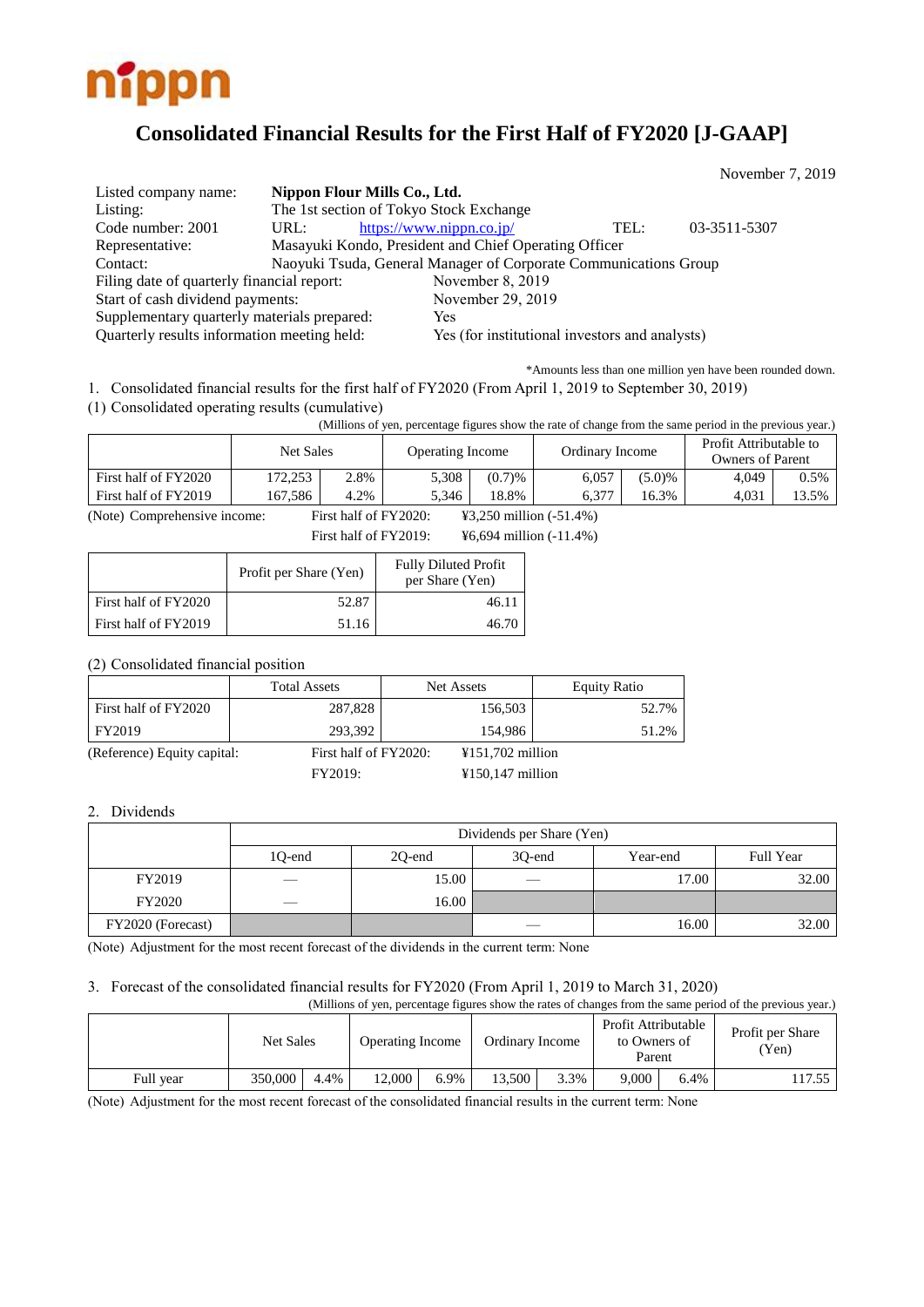nippn

# Consolidated Financial Results for the First Half of FY2020 [J-GAAP]

November 7, 2019

| | | | |
|---|---|---|---|
| Listed company name: | **Nippon Flour Mills Co., Ltd.** | | |
| Listing: | The 1st section of Tokyo Stock Exchange | | |
| Code number: 2001 | URL: https://www.nippn.co.jp/ | TEL: | 03-3511-5307 |
| Representative: | Masayuki Kondo, President and Chief Operating Officer | | |
| Contact: | Naoyuki Tsuda, General Manager of Corporate Communications Group | | |
| Filing date of quarterly financial report: | November 8, 2019 | | |
| Start of cash dividend payments: | November 29, 2019 | | |
| Supplementary quarterly materials prepared: | Yes | | |
| Quarterly results information meeting held: | Yes (for institutional investors and analysts) | | |

*Amounts less than one million yen have been rounded down.

1. Consolidated financial results for the first half of FY2020 (From April 1, 2019 to September 30, 2019)

(1) Consolidated operating results (cumulative)

(Millions of yen, percentage figures show the rate of change from the same period in the previous year.)

| | Net Sales | | Operating Income | | Ordinary Income | | Profit Attributable to Owners of Parent | |
|---|---|---|---|---|---|---|---|---|
| First half of FY2020 | 172,253 | 2.8% | 5,308 | (0.7)% | 6,057 | (5.0)% | 4,049 | 0.5% |
| First half of FY2019 | 167,586 | 4.2% | 5,346 | 18.8% | 6,377 | 16.3% | 4,031 | 13.5% |

(Note) Comprehensive income: First half of FY2020: ¥3,250 million (-51.4%)
First half of FY2019: ¥6,694 million (-11.4%)

| | Profit per Share (Yen) | Fully Diluted Profit per Share (Yen) |
|---|---|---|
| First half of FY2020 | 52.87 | 46.11 |
| First half of FY2019 | 51.16 | 46.70 |

(2) Consolidated financial position

| | Total Assets | Net Assets | Equity Ratio |
|---|---|---|---|
| First half of FY2020 | 287,828 | 156,503 | 52.7% |
| FY2019 | 293,392 | 154,986 | 51.2% |

(Reference) Equity capital: First half of FY2020: ¥151,702 million
FY2019: ¥150,147 million

2. Dividends

| | Dividends per Share (Yen) | | | | |
|---|---|---|---|---|---|
| | 1Q-end | 2Q-end | 3Q-end | Year-end | Full Year |
| FY2019 | — | 15.00 | — | 17.00 | 32.00 |
| FY2020 | — | 16.00 | | | |
| FY2020 (Forecast) | | | — | 16.00 | 32.00 |

(Note) Adjustment for the most recent forecast of the dividends in the current term: None

3. Forecast of the consolidated financial results for FY2020 (From April 1, 2019 to March 31, 2020)

(Millions of yen, percentage figures show the rates of changes from the same period of the previous year.)

| | Net Sales | | Operating Income | | Ordinary Income | | Profit Attributable to Owners of Parent | | Profit per Share (Yen) |
|---|---|---|---|---|---|---|---|---|---|
| Full year | 350,000 | 4.4% | 12,000 | 6.9% | 13,500 | 3.3% | 9,000 | 6.4% | 117.55 |

(Note) Adjustment for the most recent forecast of the consolidated financial results in the current term: None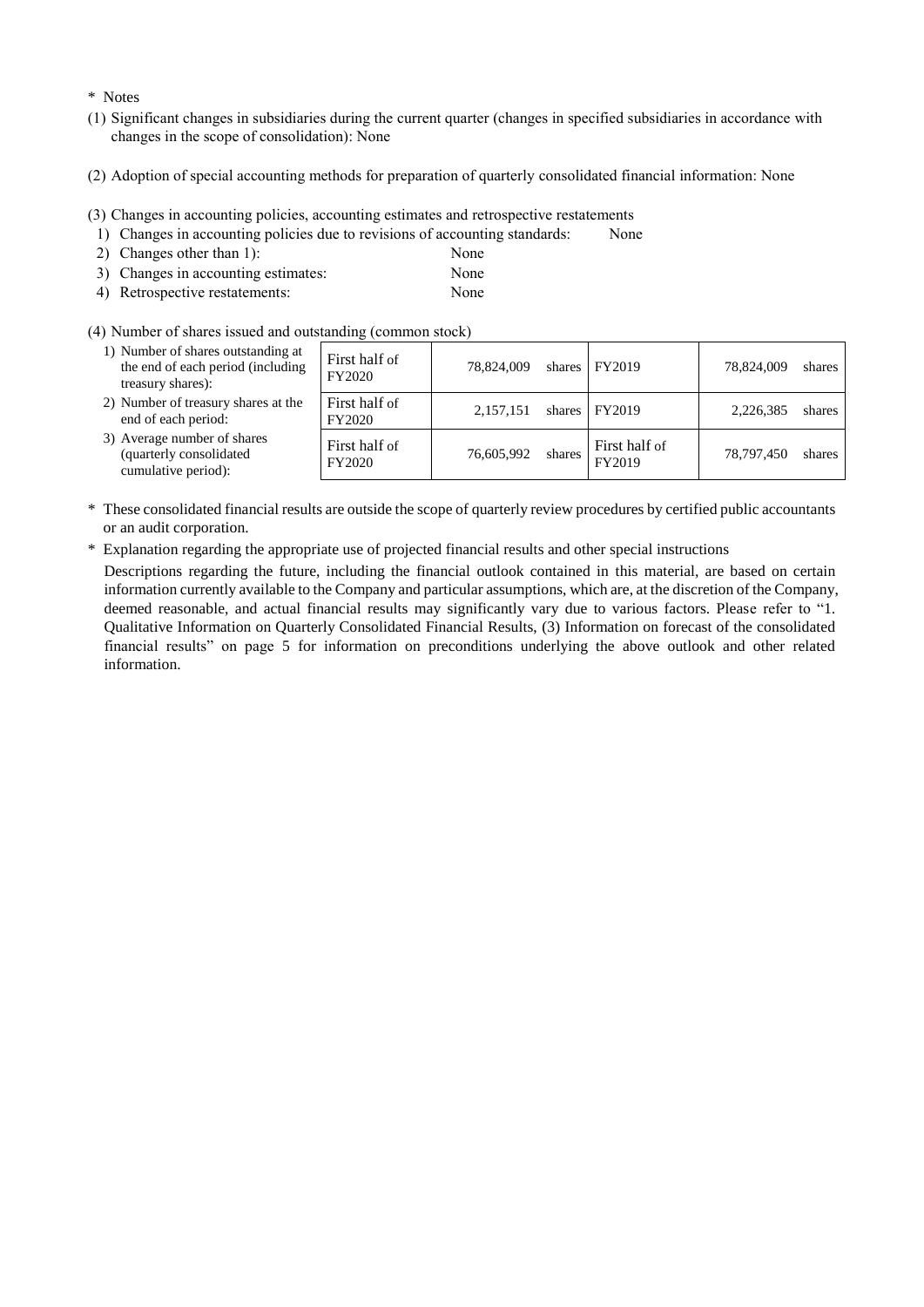* Notes

(1) Significant changes in subsidiaries during the current quarter (changes in specified subsidiaries in accordance with changes in the scope of consolidation): None

(2) Adoption of special accounting methods for preparation of quarterly consolidated financial information: None

(3) Changes in accounting policies, accounting estimates and retrospective restatements

1) Changes in accounting policies due to revisions of accounting standards: None
2) Changes other than 1): None
3) Changes in accounting estimates: None
4) Retrospective restatements: None

(4) Number of shares issued and outstanding (common stock)

| | | | | | | |
|---|---|---|---|---|---|---|
| 1) Number of shares outstanding at the end of each period (including treasury shares): | First half of FY2020 | 78,824,009 | shares | FY2019 | 78,824,009 | shares |
| 2) Number of treasury shares at the end of each period: | First half of FY2020 | 2,157,151 | shares | FY2019 | 2,226,385 | shares |
| 3) Average number of shares (quarterly consolidated cumulative period): | First half of FY2020 | 76,605,992 | shares | First half of FY2019 | 78,797,450 | shares |

* These consolidated financial results are outside the scope of quarterly review procedures by certified public accountants or an audit corporation.

* Explanation regarding the appropriate use of projected financial results and other special instructions

Descriptions regarding the future, including the financial outlook contained in this material, are based on certain information currently available to the Company and particular assumptions, which are, at the discretion of the Company, deemed reasonable, and actual financial results may significantly vary due to various factors. Please refer to "1. Qualitative Information on Quarterly Consolidated Financial Results, (3) Information on forecast of the consolidated financial results" on page 5 for information on preconditions underlying the above outlook and other related information.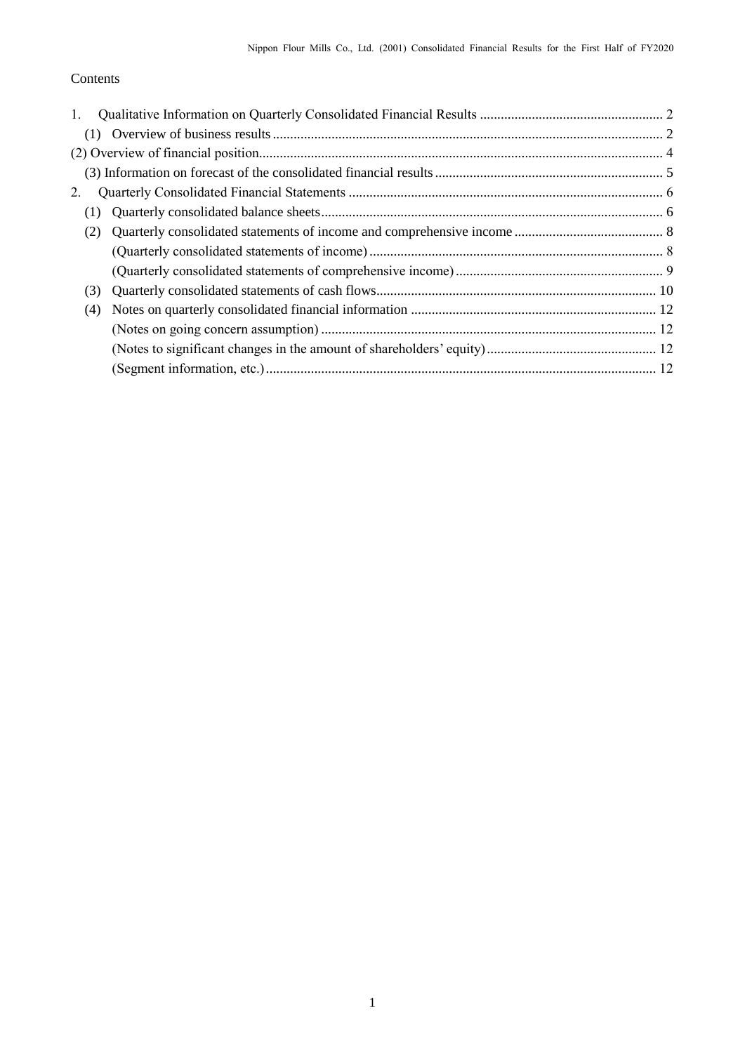Contents

1. Qualitative Information on Quarterly Consolidated Financial Results ..................................................... 2
   (1) Overview of business results ................................................................................................................. 2
   (2) Overview of financial position.................................................................................................................... 4
   (3) Information on forecast of the consolidated financial results .................................................................. 5
2. Quarterly Consolidated Financial Statements ........................................................................................... 6
   (1) Quarterly consolidated balance sheets.................................................................................................... 6
   (2) Quarterly consolidated statements of income and comprehensive income ........................................... 8
       (Quarterly consolidated statements of income) .................................................................................... 8
       (Quarterly consolidated statements of comprehensive income) ............................................................ 9
   (3) Quarterly consolidated statements of cash flows.................................................................................. 10
   (4) Notes on quarterly consolidated financial information ....................................................................... 12
       (Notes on going concern assumption) ................................................................................................. 12
       (Notes to significant changes in the amount of shareholders' equity) ................................................. 12
       (Segment information, etc.) ................................................................................................................. 12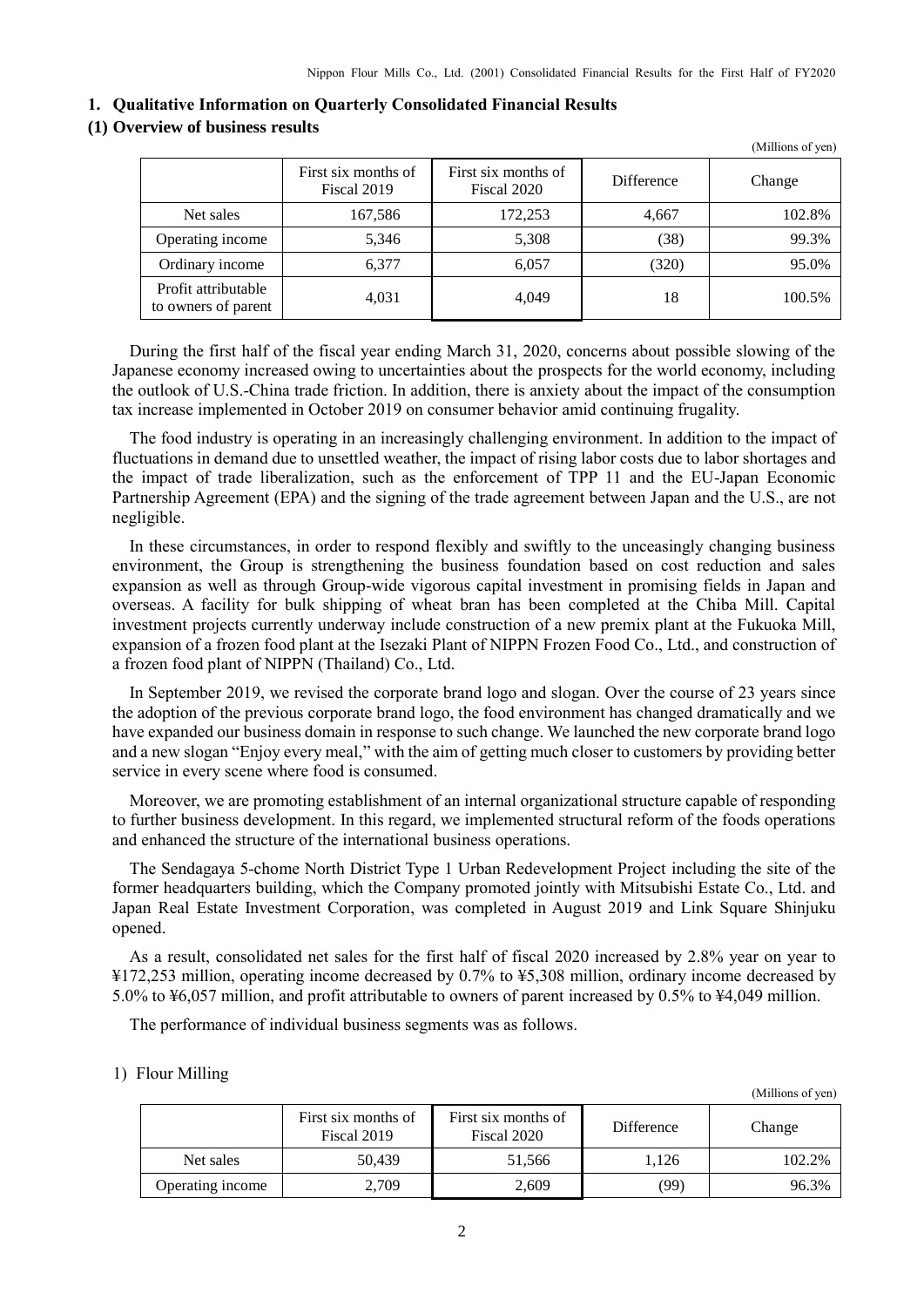## 1. Qualitative Information on Quarterly Consolidated Financial Results

### (1) Overview of business results

(Millions of yen)

| | First six months of Fiscal 2019 | First six months of Fiscal 2020 | Difference | Change |
|---|---|---|---|---|
| Net sales | 167,586 | 172,253 | 4,667 | 102.8% |
| Operating income | 5,346 | 5,308 | (38) | 99.3% |
| Ordinary income | 6,377 | 6,057 | (320) | 95.0% |
| Profit attributable to owners of parent | 4,031 | 4,049 | 18 | 100.5% |

During the first half of the fiscal year ending March 31, 2020, concerns about possible slowing of the Japanese economy increased owing to uncertainties about the prospects for the world economy, including the outlook of U.S.-China trade friction. In addition, there is anxiety about the impact of the consumption tax increase implemented in October 2019 on consumer behavior amid continuing frugality.

The food industry is operating in an increasingly challenging environment. In addition to the impact of fluctuations in demand due to unsettled weather, the impact of rising labor costs due to labor shortages and the impact of trade liberalization, such as the enforcement of TPP 11 and the EU-Japan Economic Partnership Agreement (EPA) and the signing of the trade agreement between Japan and the U.S., are not negligible.

In these circumstances, in order to respond flexibly and swiftly to the unceasingly changing business environment, the Group is strengthening the business foundation based on cost reduction and sales expansion as well as through Group-wide vigorous capital investment in promising fields in Japan and overseas. A facility for bulk shipping of wheat bran has been completed at the Chiba Mill. Capital investment projects currently underway include construction of a new premix plant at the Fukuoka Mill, expansion of a frozen food plant at the Isezaki Plant of NIPPN Frozen Food Co., Ltd., and construction of a frozen food plant of NIPPN (Thailand) Co., Ltd.

In September 2019, we revised the corporate brand logo and slogan. Over the course of 23 years since the adoption of the previous corporate brand logo, the food environment has changed dramatically and we have expanded our business domain in response to such change. We launched the new corporate brand logo and a new slogan "Enjoy every meal," with the aim of getting much closer to customers by providing better service in every scene where food is consumed.

Moreover, we are promoting establishment of an internal organizational structure capable of responding to further business development. In this regard, we implemented structural reform of the foods operations and enhanced the structure of the international business operations.

The Sendagaya 5-chome North District Type 1 Urban Redevelopment Project including the site of the former headquarters building, which the Company promoted jointly with Mitsubishi Estate Co., Ltd. and Japan Real Estate Investment Corporation, was completed in August 2019 and Link Square Shinjuku opened.

As a result, consolidated net sales for the first half of fiscal 2020 increased by 2.8% year on year to ¥172,253 million, operating income decreased by 0.7% to ¥5,308 million, ordinary income decreased by 5.0% to ¥6,057 million, and profit attributable to owners of parent increased by 0.5% to ¥4,049 million.

The performance of individual business segments was as follows.

1) Flour Milling

(Millions of yen)

| | First six months of Fiscal 2019 | First six months of Fiscal 2020 | Difference | Change |
|---|---|---|---|---|
| Net sales | 50,439 | 51,566 | 1,126 | 102.2% |
| Operating income | 2,709 | 2,609 | (99) | 96.3% |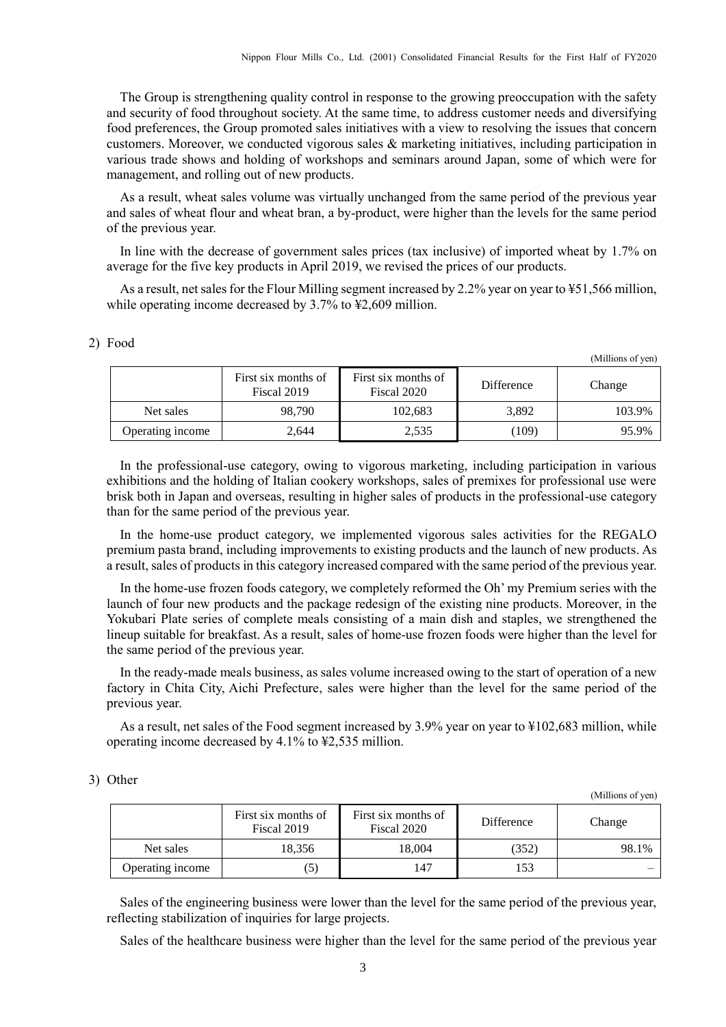The Group is strengthening quality control in response to the growing preoccupation with the safety and security of food throughout society. At the same time, to address customer needs and diversifying food preferences, the Group promoted sales initiatives with a view to resolving the issues that concern customers. Moreover, we conducted vigorous sales & marketing initiatives, including participation in various trade shows and holding of workshops and seminars around Japan, some of which were for management, and rolling out of new products.

As a result, wheat sales volume was virtually unchanged from the same period of the previous year and sales of wheat flour and wheat bran, a by-product, were higher than the levels for the same period of the previous year.

In line with the decrease of government sales prices (tax inclusive) of imported wheat by 1.7% on average for the five key products in April 2019, we revised the prices of our products.

As a result, net sales for the Flour Milling segment increased by 2.2% year on year to ¥51,566 million, while operating income decreased by 3.7% to ¥2,609 million.

2) Food

(Millions of yen)

| | First six months of Fiscal 2019 | First six months of Fiscal 2020 | Difference | Change |
|---|---|---|---|---|
| Net sales | 98,790 | 102,683 | 3,892 | 103.9% |
| Operating income | 2,644 | 2,535 | (109) | 95.9% |

In the professional-use category, owing to vigorous marketing, including participation in various exhibitions and the holding of Italian cookery workshops, sales of premixes for professional use were brisk both in Japan and overseas, resulting in higher sales of products in the professional-use category than for the same period of the previous year.

In the home-use product category, we implemented vigorous sales activities for the REGALO premium pasta brand, including improvements to existing products and the launch of new products. As a result, sales of products in this category increased compared with the same period of the previous year.

In the home-use frozen foods category, we completely reformed the Oh' my Premium series with the launch of four new products and the package redesign of the existing nine products. Moreover, in the Yokubari Plate series of complete meals consisting of a main dish and staples, we strengthened the lineup suitable for breakfast. As a result, sales of home-use frozen foods were higher than the level for the same period of the previous year.

In the ready-made meals business, as sales volume increased owing to the start of operation of a new factory in Chita City, Aichi Prefecture, sales were higher than the level for the same period of the previous year.

As a result, net sales of the Food segment increased by 3.9% year on year to ¥102,683 million, while operating income decreased by 4.1% to ¥2,535 million.

3) Other

(Millions of yen)

| | First six months of Fiscal 2019 | First six months of Fiscal 2020 | Difference | Change |
|---|---|---|---|---|
| Net sales | 18,356 | 18,004 | (352) | 98.1% |
| Operating income | (5) | 147 | 153 | – |

Sales of the engineering business were lower than the level for the same period of the previous year, reflecting stabilization of inquiries for large projects.

Sales of the healthcare business were higher than the level for the same period of the previous year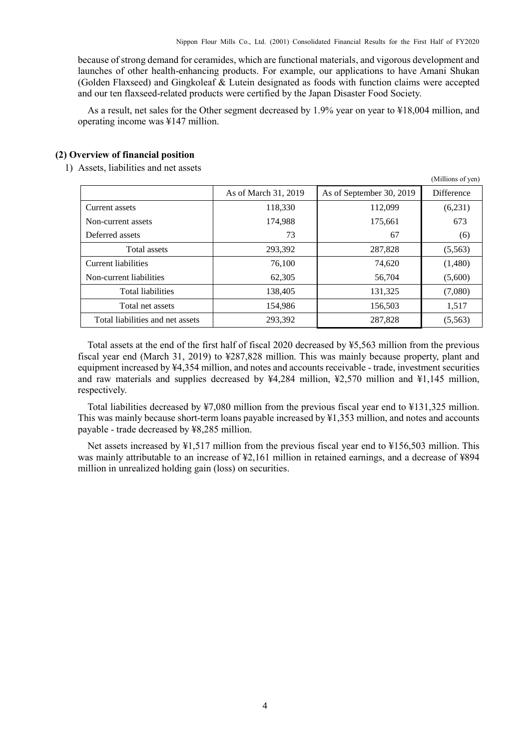because of strong demand for ceramides, which are functional materials, and vigorous development and launches of other health-enhancing products. For example, our applications to have Amani Shukan (Golden Flaxseed) and Gingkoleaf & Lutein designated as foods with function claims were accepted and our ten flaxseed-related products were certified by the Japan Disaster Food Society.

As a result, net sales for the Other segment decreased by 1.9% year on year to ¥18,004 million, and operating income was ¥147 million.

### (2) Overview of financial position

1) Assets, liabilities and net assets

(Millions of yen)

| | As of March 31, 2019 | As of September 30, 2019 | Difference |
|---|---|---|---|
| Current assets | 118,330 | 112,099 | (6,231) |
| Non-current assets | 174,988 | 175,661 | 673 |
| Deferred assets | 73 | 67 | (6) |
| Total assets | 293,392 | 287,828 | (5,563) |
| Current liabilities | 76,100 | 74,620 | (1,480) |
| Non-current liabilities | 62,305 | 56,704 | (5,600) |
| Total liabilities | 138,405 | 131,325 | (7,080) |
| Total net assets | 154,986 | 156,503 | 1,517 |
| Total liabilities and net assets | 293,392 | 287,828 | (5,563) |

Total assets at the end of the first half of fiscal 2020 decreased by ¥5,563 million from the previous fiscal year end (March 31, 2019) to ¥287,828 million. This was mainly because property, plant and equipment increased by ¥4,354 million, and notes and accounts receivable - trade, investment securities and raw materials and supplies decreased by ¥4,284 million, ¥2,570 million and ¥1,145 million, respectively.

Total liabilities decreased by ¥7,080 million from the previous fiscal year end to ¥131,325 million. This was mainly because short-term loans payable increased by ¥1,353 million, and notes and accounts payable - trade decreased by ¥8,285 million.

Net assets increased by ¥1,517 million from the previous fiscal year end to ¥156,503 million. This was mainly attributable to an increase of ¥2,161 million in retained earnings, and a decrease of ¥894 million in unrealized holding gain (loss) on securities.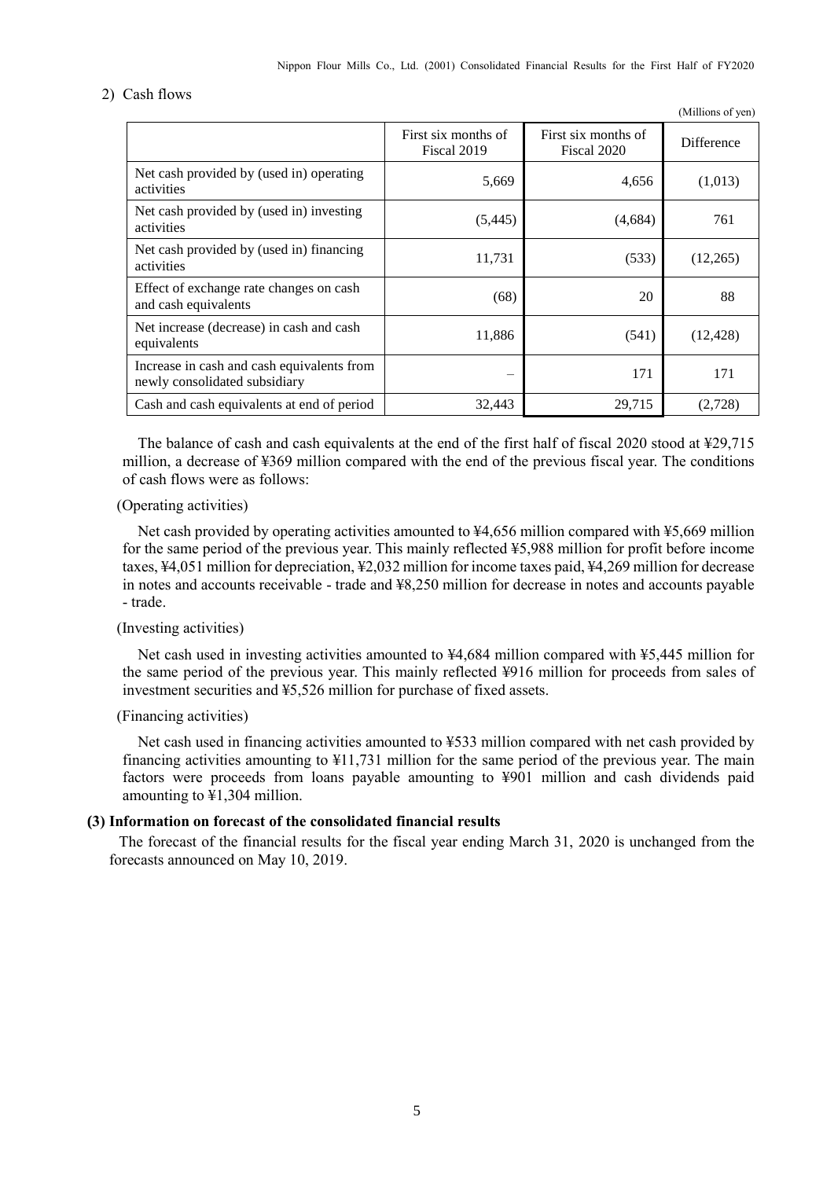2) Cash flows

(Millions of yen)

| | First six months of Fiscal 2019 | First six months of Fiscal 2020 | Difference |
|---|---|---|---|
| Net cash provided by (used in) operating activities | 5,669 | 4,656 | (1,013) |
| Net cash provided by (used in) investing activities | (5,445) | (4,684) | 761 |
| Net cash provided by (used in) financing activities | 11,731 | (533) | (12,265) |
| Effect of exchange rate changes on cash and cash equivalents | (68) | 20 | 88 |
| Net increase (decrease) in cash and cash equivalents | 11,886 | (541) | (12,428) |
| Increase in cash and cash equivalents from newly consolidated subsidiary | – | 171 | 171 |
| Cash and cash equivalents at end of period | 32,443 | 29,715 | (2,728) |

The balance of cash and cash equivalents at the end of the first half of fiscal 2020 stood at ¥29,715 million, a decrease of ¥369 million compared with the end of the previous fiscal year. The conditions of cash flows were as follows:

(Operating activities)

Net cash provided by operating activities amounted to ¥4,656 million compared with ¥5,669 million for the same period of the previous year. This mainly reflected ¥5,988 million for profit before income taxes, ¥4,051 million for depreciation, ¥2,032 million for income taxes paid, ¥4,269 million for decrease in notes and accounts receivable - trade and ¥8,250 million for decrease in notes and accounts payable - trade.

(Investing activities)

Net cash used in investing activities amounted to ¥4,684 million compared with ¥5,445 million for the same period of the previous year. This mainly reflected ¥916 million for proceeds from sales of investment securities and ¥5,526 million for purchase of fixed assets.

(Financing activities)

Net cash used in financing activities amounted to ¥533 million compared with net cash provided by financing activities amounting to ¥11,731 million for the same period of the previous year. The main factors were proceeds from loans payable amounting to ¥901 million and cash dividends paid amounting to ¥1,304 million.

**(3) Information on forecast of the consolidated financial results**

The forecast of the financial results for the fiscal year ending March 31, 2020 is unchanged from the forecasts announced on May 10, 2019.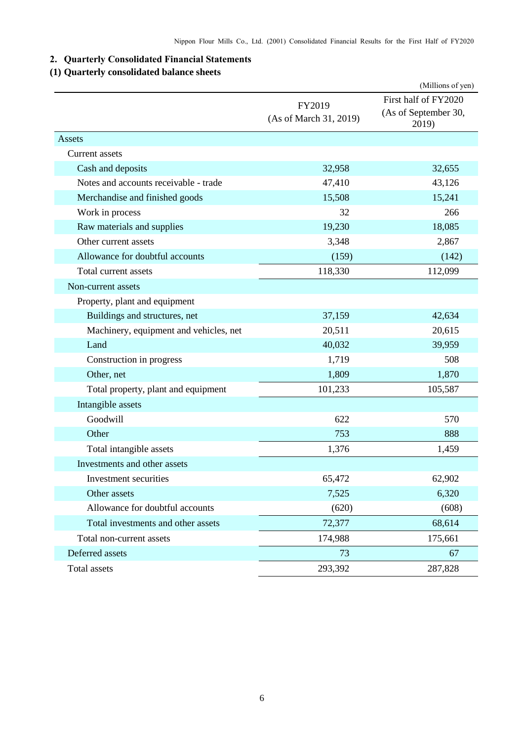## 2. Quarterly Consolidated Financial Statements

### (1) Quarterly consolidated balance sheets

(Millions of yen)

| | FY2019 (As of March 31, 2019) | First half of FY2020 (As of September 30, 2019) |
|---|---|---|
| Assets | | |
| Current assets | | |
| Cash and deposits | 32,958 | 32,655 |
| Notes and accounts receivable - trade | 47,410 | 43,126 |
| Merchandise and finished goods | 15,508 | 15,241 |
| Work in process | 32 | 266 |
| Raw materials and supplies | 19,230 | 18,085 |
| Other current assets | 3,348 | 2,867 |
| Allowance for doubtful accounts | (159) | (142) |
| Total current assets | 118,330 | 112,099 |
| Non-current assets | | |
| Property, plant and equipment | | |
| Buildings and structures, net | 37,159 | 42,634 |
| Machinery, equipment and vehicles, net | 20,511 | 20,615 |
| Land | 40,032 | 39,959 |
| Construction in progress | 1,719 | 508 |
| Other, net | 1,809 | 1,870 |
| Total property, plant and equipment | 101,233 | 105,587 |
| Intangible assets | | |
| Goodwill | 622 | 570 |
| Other | 753 | 888 |
| Total intangible assets | 1,376 | 1,459 |
| Investments and other assets | | |
| Investment securities | 65,472 | 62,902 |
| Other assets | 7,525 | 6,320 |
| Allowance for doubtful accounts | (620) | (608) |
| Total investments and other assets | 72,377 | 68,614 |
| Total non-current assets | 174,988 | 175,661 |
| Deferred assets | 73 | 67 |
| Total assets | 293,392 | 287,828 |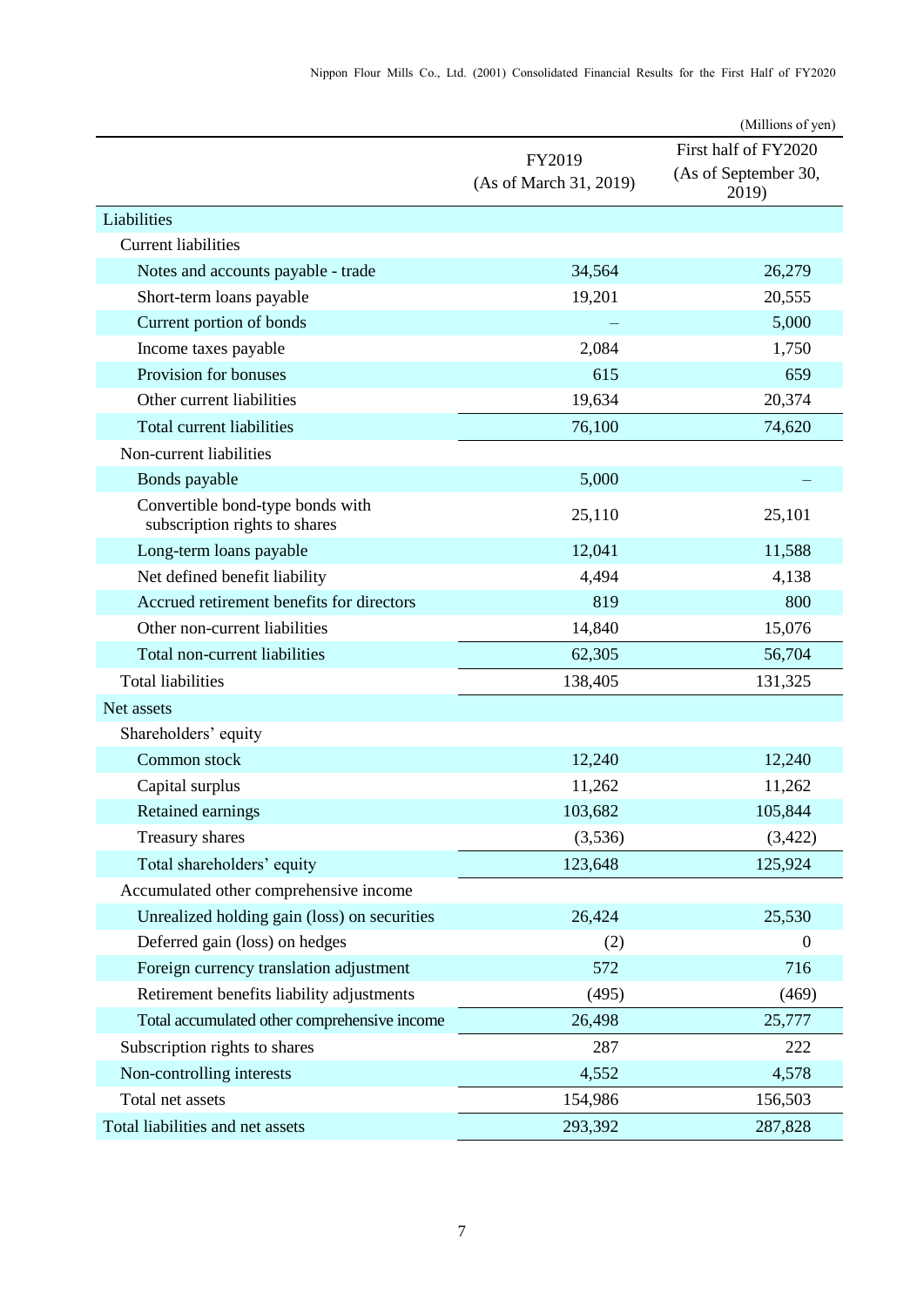(Millions of yen)

| | FY2019 (As of March 31, 2019) | First half of FY2020 (As of September 30, 2019) |
|---|---|---|
| Liabilities | | |
| Current liabilities | | |
| Notes and accounts payable - trade | 34,564 | 26,279 |
| Short-term loans payable | 19,201 | 20,555 |
| Current portion of bonds | – | 5,000 |
| Income taxes payable | 2,084 | 1,750 |
| Provision for bonuses | 615 | 659 |
| Other current liabilities | 19,634 | 20,374 |
| Total current liabilities | 76,100 | 74,620 |
| Non-current liabilities | | |
| Bonds payable | 5,000 | – |
| Convertible bond-type bonds with subscription rights to shares | 25,110 | 25,101 |
| Long-term loans payable | 12,041 | 11,588 |
| Net defined benefit liability | 4,494 | 4,138 |
| Accrued retirement benefits for directors | 819 | 800 |
| Other non-current liabilities | 14,840 | 15,076 |
| Total non-current liabilities | 62,305 | 56,704 |
| Total liabilities | 138,405 | 131,325 |
| Net assets | | |
| Shareholders' equity | | |
| Common stock | 12,240 | 12,240 |
| Capital surplus | 11,262 | 11,262 |
| Retained earnings | 103,682 | 105,844 |
| Treasury shares | (3,536) | (3,422) |
| Total shareholders' equity | 123,648 | 125,924 |
| Accumulated other comprehensive income | | |
| Unrealized holding gain (loss) on securities | 26,424 | 25,530 |
| Deferred gain (loss) on hedges | (2) | 0 |
| Foreign currency translation adjustment | 572 | 716 |
| Retirement benefits liability adjustments | (495) | (469) |
| Total accumulated other comprehensive income | 26,498 | 25,777 |
| Subscription rights to shares | 287 | 222 |
| Non-controlling interests | 4,552 | 4,578 |
| Total net assets | 154,986 | 156,503 |
| Total liabilities and net assets | 293,392 | 287,828 |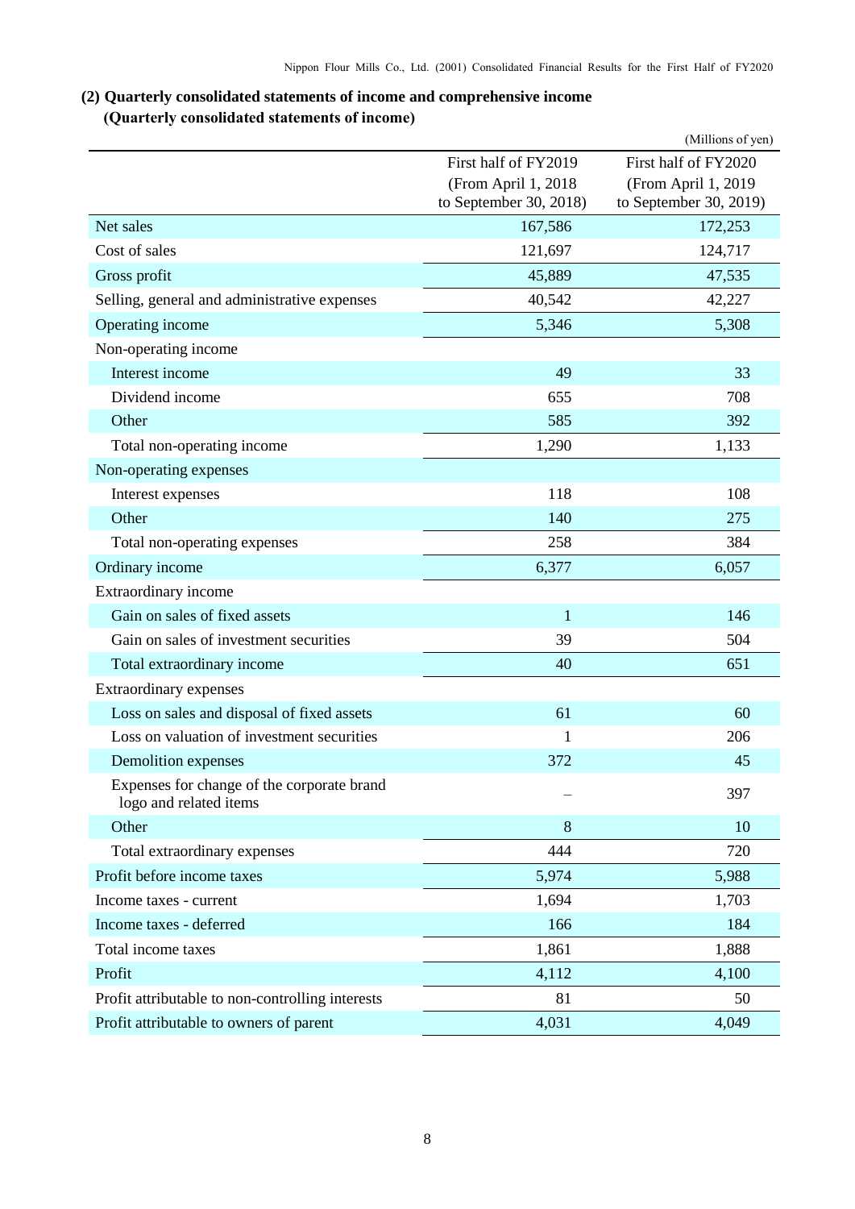### (2) Quarterly consolidated statements of income and comprehensive income

**(Quarterly consolidated statements of income)**

(Millions of yen)

| | First half of FY2019 (From April 1, 2018 to September 30, 2018) | First half of FY2020 (From April 1, 2019 to September 30, 2019) |
|---|---|---|
| Net sales | 167,586 | 172,253 |
| Cost of sales | 121,697 | 124,717 |
| Gross profit | 45,889 | 47,535 |
| Selling, general and administrative expenses | 40,542 | 42,227 |
| Operating income | 5,346 | 5,308 |
| Non-operating income | | |
| Interest income | 49 | 33 |
| Dividend income | 655 | 708 |
| Other | 585 | 392 |
| Total non-operating income | 1,290 | 1,133 |
| Non-operating expenses | | |
| Interest expenses | 118 | 108 |
| Other | 140 | 275 |
| Total non-operating expenses | 258 | 384 |
| Ordinary income | 6,377 | 6,057 |
| Extraordinary income | | |
| Gain on sales of fixed assets | 1 | 146 |
| Gain on sales of investment securities | 39 | 504 |
| Total extraordinary income | 40 | 651 |
| Extraordinary expenses | | |
| Loss on sales and disposal of fixed assets | 61 | 60 |
| Loss on valuation of investment securities | 1 | 206 |
| Demolition expenses | 372 | 45 |
| Expenses for change of the corporate brand logo and related items | – | 397 |
| Other | 8 | 10 |
| Total extraordinary expenses | 444 | 720 |
| Profit before income taxes | 5,974 | 5,988 |
| Income taxes - current | 1,694 | 1,703 |
| Income taxes - deferred | 166 | 184 |
| Total income taxes | 1,861 | 1,888 |
| Profit | 4,112 | 4,100 |
| Profit attributable to non-controlling interests | 81 | 50 |
| Profit attributable to owners of parent | 4,031 | 4,049 |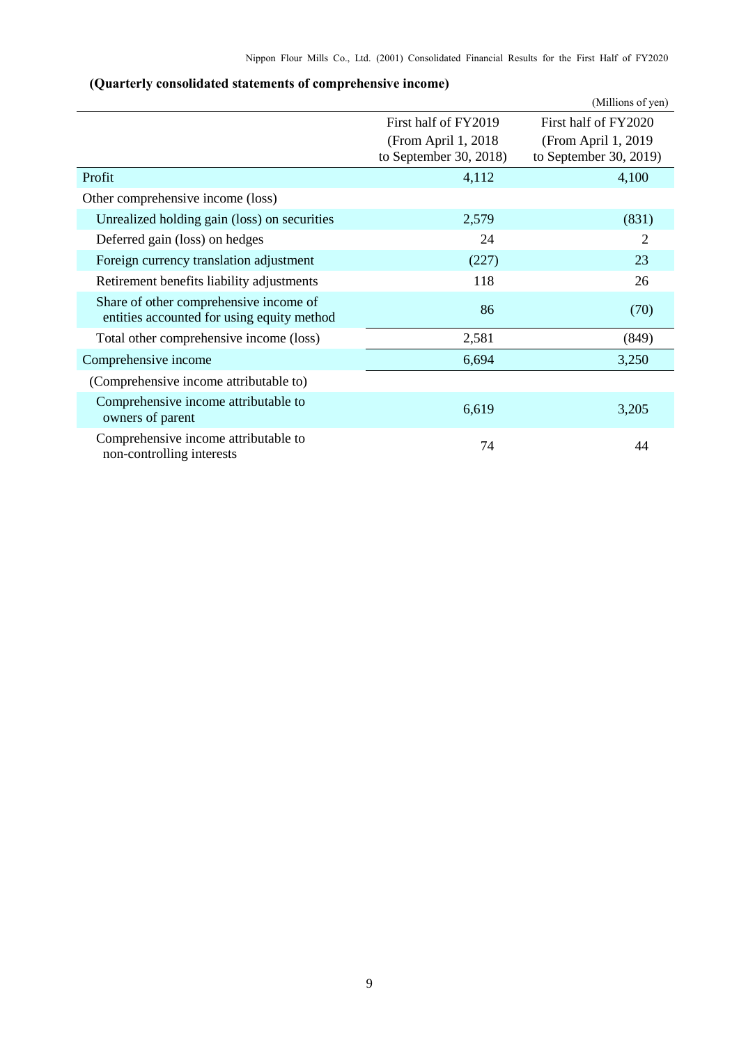**(Quarterly consolidated statements of comprehensive income)**

(Millions of yen)

| | First half of FY2019 (From April 1, 2018 to September 30, 2018) | First half of FY2020 (From April 1, 2019 to September 30, 2019) |
|---|---|---|
| Profit | 4,112 | 4,100 |
| Other comprehensive income (loss) | | |
| Unrealized holding gain (loss) on securities | 2,579 | (831) |
| Deferred gain (loss) on hedges | 24 | 2 |
| Foreign currency translation adjustment | (227) | 23 |
| Retirement benefits liability adjustments | 118 | 26 |
| Share of other comprehensive income of entities accounted for using equity method | 86 | (70) |
| Total other comprehensive income (loss) | 2,581 | (849) |
| Comprehensive income | 6,694 | 3,250 |
| (Comprehensive income attributable to) | | |
| Comprehensive income attributable to owners of parent | 6,619 | 3,205 |
| Comprehensive income attributable to non-controlling interests | 74 | 44 |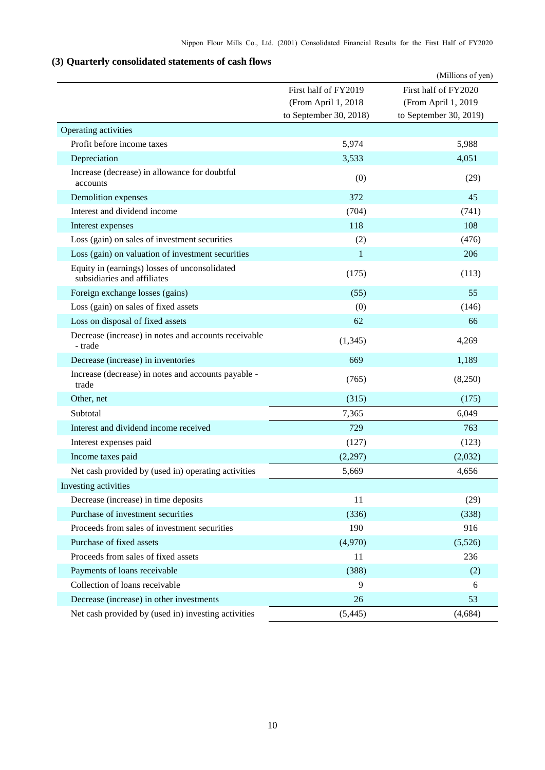### (3) Quarterly consolidated statements of cash flows

(Millions of yen)

| | First half of FY2019 (From April 1, 2018 to September 30, 2018) | First half of FY2020 (From April 1, 2019 to September 30, 2019) |
|---|---|---|
| Operating activities | | |
| Profit before income taxes | 5,974 | 5,988 |
| Depreciation | 3,533 | 4,051 |
| Increase (decrease) in allowance for doubtful accounts | (0) | (29) |
| Demolition expenses | 372 | 45 |
| Interest and dividend income | (704) | (741) |
| Interest expenses | 118 | 108 |
| Loss (gain) on sales of investment securities | (2) | (476) |
| Loss (gain) on valuation of investment securities | 1 | 206 |
| Equity in (earnings) losses of unconsolidated subsidiaries and affiliates | (175) | (113) |
| Foreign exchange losses (gains) | (55) | 55 |
| Loss (gain) on sales of fixed assets | (0) | (146) |
| Loss on disposal of fixed assets | 62 | 66 |
| Decrease (increase) in notes and accounts receivable - trade | (1,345) | 4,269 |
| Decrease (increase) in inventories | 669 | 1,189 |
| Increase (decrease) in notes and accounts payable - trade | (765) | (8,250) |
| Other, net | (315) | (175) |
| Subtotal | 7,365 | 6,049 |
| Interest and dividend income received | 729 | 763 |
| Interest expenses paid | (127) | (123) |
| Income taxes paid | (2,297) | (2,032) |
| Net cash provided by (used in) operating activities | 5,669 | 4,656 |
| Investing activities | | |
| Decrease (increase) in time deposits | 11 | (29) |
| Purchase of investment securities | (336) | (338) |
| Proceeds from sales of investment securities | 190 | 916 |
| Purchase of fixed assets | (4,970) | (5,526) |
| Proceeds from sales of fixed assets | 11 | 236 |
| Payments of loans receivable | (388) | (2) |
| Collection of loans receivable | 9 | 6 |
| Decrease (increase) in other investments | 26 | 53 |
| Net cash provided by (used in) investing activities | (5,445) | (4,684) |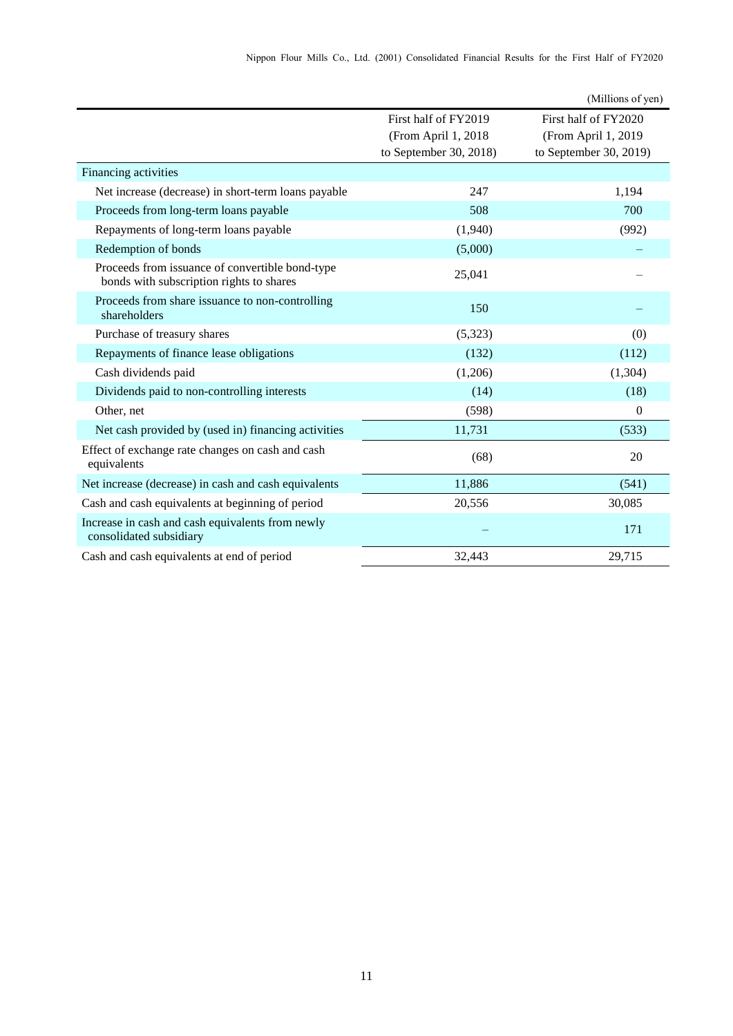(Millions of yen)

| | First half of FY2019 (From April 1, 2018 to September 30, 2018) | First half of FY2020 (From April 1, 2019 to September 30, 2019) |
|---|---|---|
| Financing activities | | |
| Net increase (decrease) in short-term loans payable | 247 | 1,194 |
| Proceeds from long-term loans payable | 508 | 700 |
| Repayments of long-term loans payable | (1,940) | (992) |
| Redemption of bonds | (5,000) | – |
| Proceeds from issuance of convertible bond-type bonds with subscription rights to shares | 25,041 | – |
| Proceeds from share issuance to non-controlling shareholders | 150 | – |
| Purchase of treasury shares | (5,323) | (0) |
| Repayments of finance lease obligations | (132) | (112) |
| Cash dividends paid | (1,206) | (1,304) |
| Dividends paid to non-controlling interests | (14) | (18) |
| Other, net | (598) | 0 |
| Net cash provided by (used in) financing activities | 11,731 | (533) |
| Effect of exchange rate changes on cash and cash equivalents | (68) | 20 |
| Net increase (decrease) in cash and cash equivalents | 11,886 | (541) |
| Cash and cash equivalents at beginning of period | 20,556 | 30,085 |
| Increase in cash and cash equivalents from newly consolidated subsidiary | – | 171 |
| Cash and cash equivalents at end of period | 32,443 | 29,715 |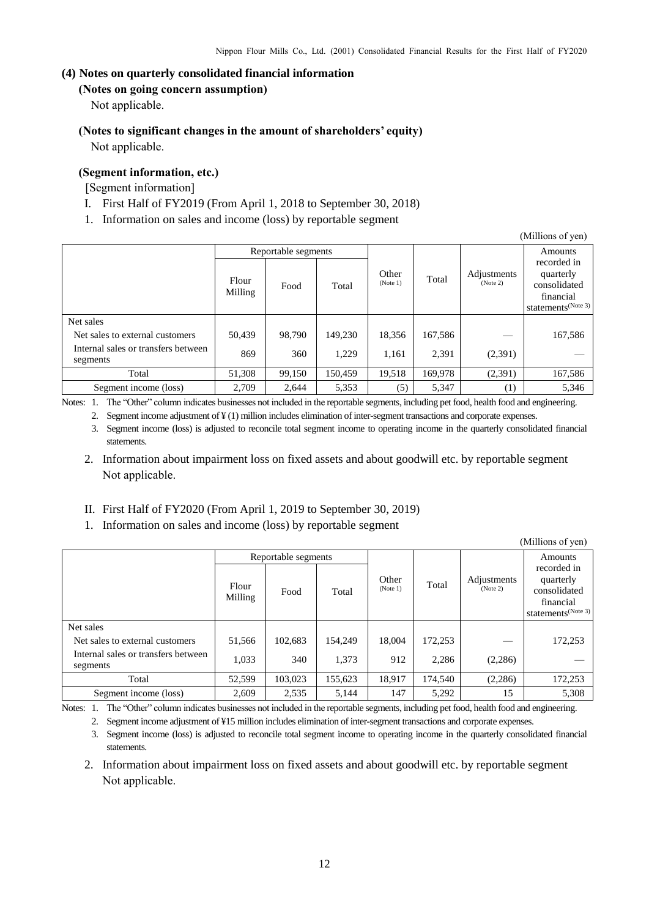### (4) Notes on quarterly consolidated financial information

**(Notes on going concern assumption)**

Not applicable.

**(Notes to significant changes in the amount of shareholders' equity)**

Not applicable.

**(Segment information, etc.)**

[Segment information]

I. First Half of FY2019 (From April 1, 2018 to September 30, 2018)

1. Information on sales and income (loss) by reportable segment

(Millions of yen)

| | Reportable segments | | | Other (Note 1) | Total | Adjustments (Note 2) | Amounts recorded in quarterly consolidated financial statements (Note 3) |
|---|---|---|---|---|---|---|---|
| | Flour Milling | Food | Total | | | | |
| Net sales | | | | | | | |
| Net sales to external customers | 50,439 | 98,790 | 149,230 | 18,356 | 167,586 | — | 167,586 |
| Internal sales or transfers between segments | 869 | 360 | 1,229 | 1,161 | 2,391 | (2,391) | — |
| Total | 51,308 | 99,150 | 150,459 | 19,518 | 169,978 | (2,391) | 167,586 |
| Segment income (loss) | 2,709 | 2,644 | 5,353 | (5) | 5,347 | (1) | 5,346 |

Notes: 1. The "Other" column indicates businesses not included in the reportable segments, including pet food, health food and engineering.

2. Segment income adjustment of ¥ (1) million includes elimination of inter-segment transactions and corporate expenses.

3. Segment income (loss) is adjusted to reconcile total segment income to operating income in the quarterly consolidated financial statements.

2. Information about impairment loss on fixed assets and about goodwill etc. by reportable segment
Not applicable.

II. First Half of FY2020 (From April 1, 2019 to September 30, 2019)

1. Information on sales and income (loss) by reportable segment

(Millions of yen)

| | Reportable segments | | | Other (Note 1) | Total | Adjustments (Note 2) | Amounts recorded in quarterly consolidated financial statements (Note 3) |
|---|---|---|---|---|---|---|---|
| | Flour Milling | Food | Total | | | | |
| Net sales | | | | | | | |
| Net sales to external customers | 51,566 | 102,683 | 154,249 | 18,004 | 172,253 | — | 172,253 |
| Internal sales or transfers between segments | 1,033 | 340 | 1,373 | 912 | 2,286 | (2,286) | — |
| Total | 52,599 | 103,023 | 155,623 | 18,917 | 174,540 | (2,286) | 172,253 |
| Segment income (loss) | 2,609 | 2,535 | 5,144 | 147 | 5,292 | 15 | 5,308 |

Notes: 1. The "Other" column indicates businesses not included in the reportable segments, including pet food, health food and engineering.

2. Segment income adjustment of ¥15 million includes elimination of inter-segment transactions and corporate expenses.

3. Segment income (loss) is adjusted to reconcile total segment income to operating income in the quarterly consolidated financial statements.

2. Information about impairment loss on fixed assets and about goodwill etc. by reportable segment
Not applicable.